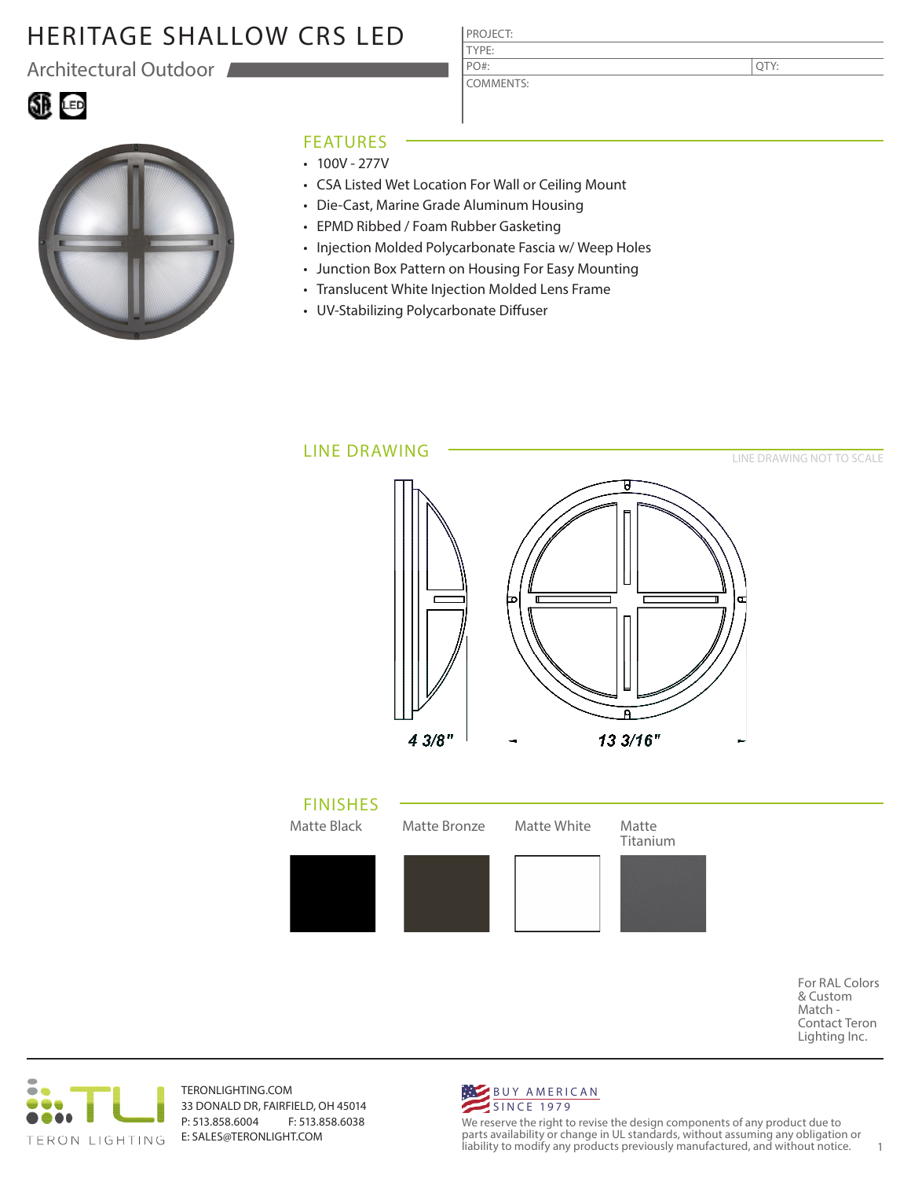# HERITAGE SHALLOW CRS LED

Architectural Outdoor

| PROJECT: | |
|---|---|
| TYPE: | |
| PO#: | QTY: |
| COMMENTS: | |

## FEATURES

- 100V - 277V
- CSA Listed Wet Location For Wall or Ceiling Mount
- Die-Cast, Marine Grade Aluminum Housing
- EPMD Ribbed / Foam Rubber Gasketing
- Injection Molded Polycarbonate Fascia w/ Weep Holes
- Junction Box Pattern on Housing For Easy Mounting
- Translucent White Injection Molded Lens Frame
- UV-Stabilizing Polycarbonate Diffuser

## LINE DRAWING

LINE DRAWING NOT TO SCALE

4 3/8"

13 3/16"

## FINISHES

Matte Black | Matte Bronze | Matte White | Matte Titanium

For RAL Colors & Custom Match - Contact Teron Lighting Inc.

TERON LIGHTING

TERONLIGHTING.COM
33 DONALD DR, FAIRFIELD, OH 45014
P: 513.858.6004 F: 513.858.6038
E: SALES@TERONLIGHT.COM

BUY AMERICAN
SINCE 1979

We reserve the right to revise the design components of any product due to parts availability or change in UL standards, without assuming any obligation or liability to modify any products previously manufactured, and without notice.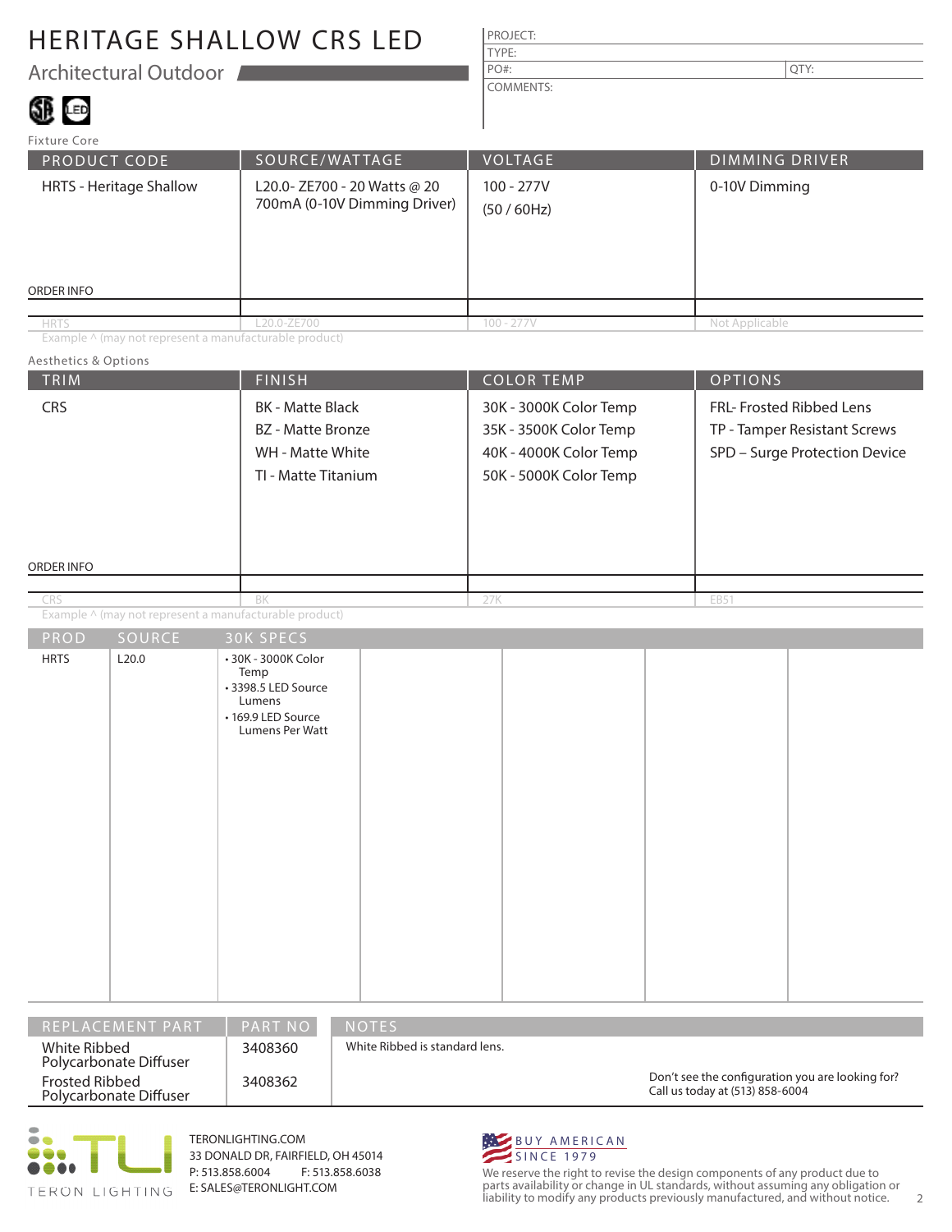# HERITAGE SHALLOW CRS LED

## Architectual Outdoor

| PROJECT: | |
|---|---|
| TYPE: | |
| PO#: | QTY: |
| COMMENTS: | |

Fixture Core

| PRODUCT CODE | SOURCE/WATTAGE | VOLTAGE | DIMMING DRIVER |
|---|---|---|---|
| HRTS - Heritage Shallow | L20.0- ZE700 - 20 Watts @ 20 700mA (0-10V Dimming Driver) | 100 - 277V (50 / 60Hz) | 0-10V Dimming |
| ORDER INFO | | | |
| HRTS | L20.0-ZE700 | 100 - 277V | Not Applicable |

Example ^ (may not represent a manufacturable product)

Aesthetics & Options

| TRIM | FINISH | COLOR TEMP | OPTIONS |
|---|---|---|---|
| CRS | BK - Matte Black<br>BZ - Matte Bronze<br>WH - Matte White<br>TI - Matte Titanium | 30K - 3000K Color Temp<br>35K - 3500K Color Temp<br>40K - 4000K Color Temp<br>50K - 5000K Color Temp | FRL- Frosted Ribbed Lens<br>TP - Tamper Resistant Screws<br>SPD – Surge Protection Device |
| ORDER INFO | | | |
| CRS | BK | 27K | EB51 |

Example ^ (may not represent a manufacturable product)

| PROD | SOURCE | 30K SPECS | | | | |
|---|---|---|---|---|---|---|
| HRTS | L20.0 | • 30K - 3000K Color Temp<br>• 3398.5 LED Source Lumens<br>• 169.9 LED Source Lumens Per Watt | | | | |

| REPLACEMENT PART | PART NO | NOTES |
|---|---|---|
| White Ribbed Polycarbonate Diffuser | 3408360 | White Ribbed is standard lens. |
| Frosted Ribbed Polycarbonate Diffuser | 3408362 | Don't see the configuration you are looking for? Call us today at (513) 858-6004 |

TERON LIGHTING

TERONLIGHTING.COM
33 DONALD DR, FAIRFIELD, OH 45014
P: 513.858.6004 F: 513.858.6038
E: SALES@TERONLIGHT.COM

BUY AMERICAN SINCE 1979

We reserve the right to revise the design components of any product due to parts availability or change in UL standards, without assuming any obligation or liability to modify any products previously manufactured, and without notice.